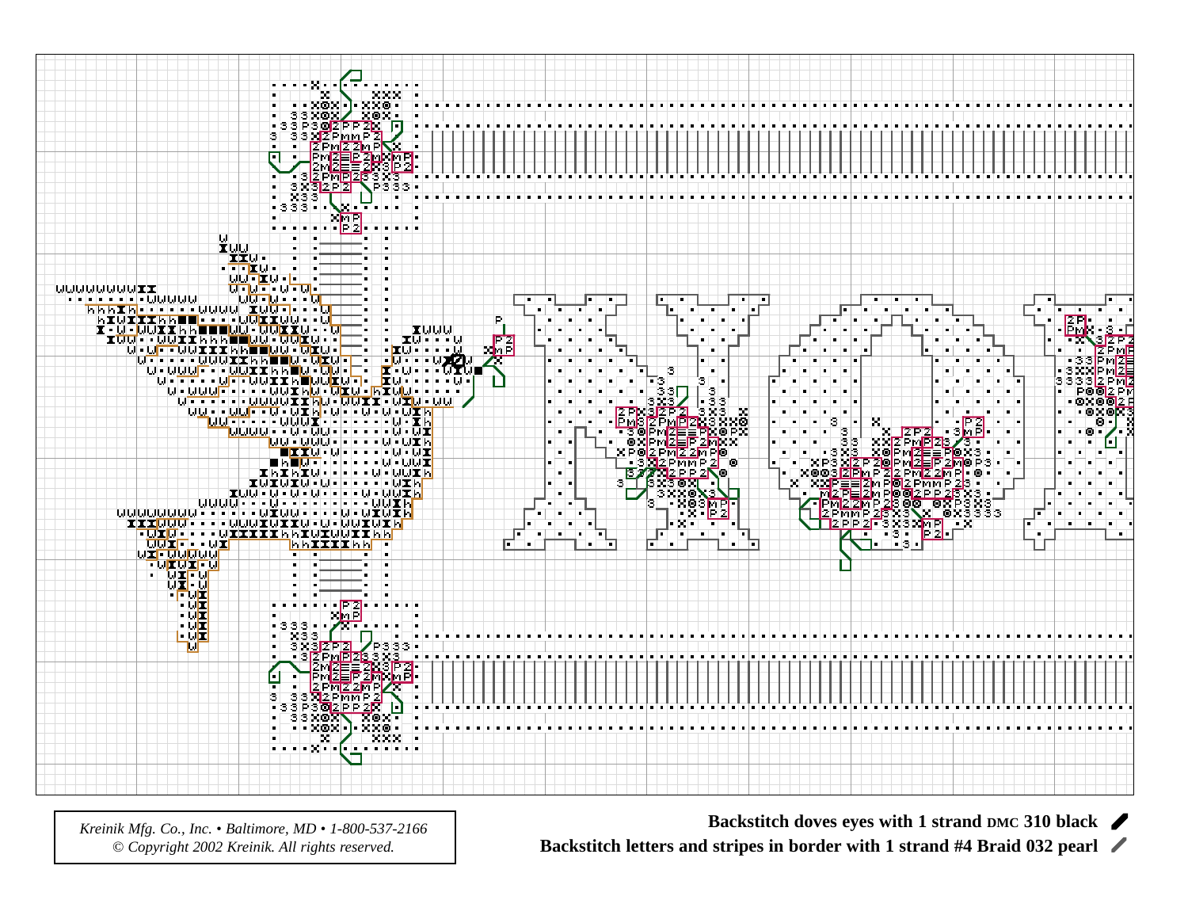Kreinik Mfg. Co., Inc. • Baltimore, MD • 1-800-537-2166
© Copyright 2002 Kreinik. All rights reserved.

**Backstitch doves eyes with 1 strand DMC 310 black**

**Backstitch letters and stripes in border with 1 strand #4 Braid 032 pearl**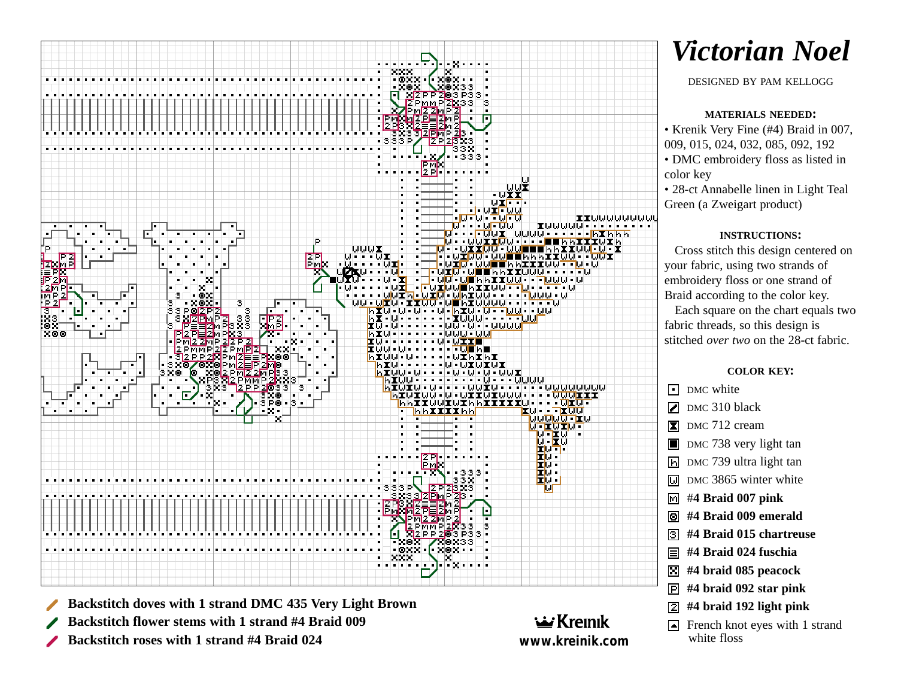# Victorian Noel

DESIGNED BY PAM KELLOGG

### MATERIALS NEEDED:

- Kreník Very Fine (#4) Braid in 007, 009, 015, 024, 032, 085, 092, 192
- DMC embroidery floss as listed in color key
- 28-ct Annabelle linen in Light Teal Green (a Zweigart product)

### INSTRUCTIONS:

Cross stitch this design centered on your fabric, using two strands of embroidery floss or one strand of Braid according to the color key.

Each square on the chart equals two fabric threads, so this design is stitched *over two* on the 28-ct fabric.

### COLOR KEY:

- DMC white
- DMC 310 black
- DMC 712 cream
- DMC 738 very light tan
- DMC 739 ultra light tan
- DMC 3865 winter white
- **#4 Braid 007 pink**
- **#4 Braid 009 emerald**
- **#4 Braid 015 chartreuse**
- **#4 Braid 024 fuschia**
- **#4 braid 085 peacock**
- **#4 braid 092 star pink**
- **#4 braid 192 light pink**
- French knot eyes with 1 strand white floss

**Backstitch doves with 1 strand DMC 435 Very Light Brown**

**Backstitch flower stems with 1 strand #4 Braid 009**

**Backstitch roses with 1 strand #4 Braid 024**

Kreinik
www.kreinik.com